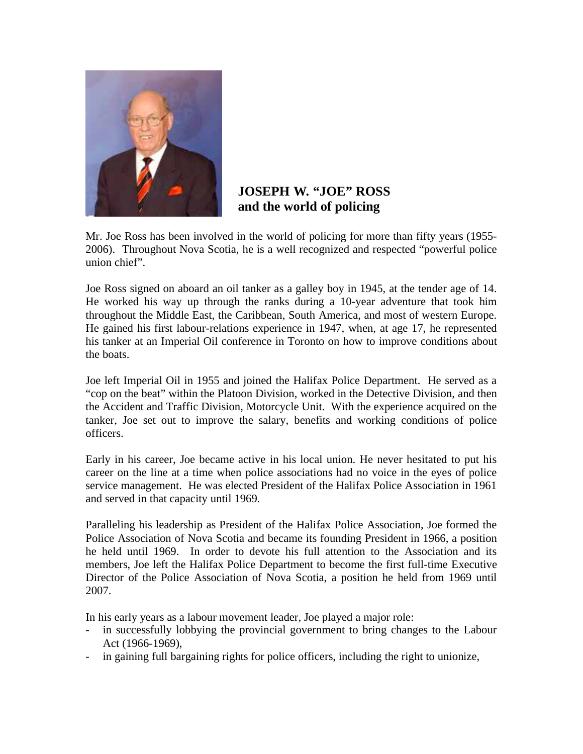**JOSEPH W. "JOE" ROSS**
**and the world of policing**

Mr. Joe Ross has been involved in the world of policing for more than fifty years (1955-2006). Throughout Nova Scotia, he is a well recognized and respected "powerful police union chief".

Joe Ross signed on aboard an oil tanker as a galley boy in 1945, at the tender age of 14. He worked his way up through the ranks during a 10-year adventure that took him throughout the Middle East, the Caribbean, South America, and most of western Europe. He gained his first labour-relations experience in 1947, when, at age 17, he represented his tanker at an Imperial Oil conference in Toronto on how to improve conditions about the boats.

Joe left Imperial Oil in 1955 and joined the Halifax Police Department. He served as a "cop on the beat" within the Platoon Division, worked in the Detective Division, and then the Accident and Traffic Division, Motorcycle Unit. With the experience acquired on the tanker, Joe set out to improve the salary, benefits and working conditions of police officers.

Early in his career, Joe became active in his local union. He never hesitated to put his career on the line at a time when police associations had no voice in the eyes of police service management. He was elected President of the Halifax Police Association in 1961 and served in that capacity until 1969.

Paralleling his leadership as President of the Halifax Police Association, Joe formed the Police Association of Nova Scotia and became its founding President in 1966, a position he held until 1969. In order to devote his full attention to the Association and its members, Joe left the Halifax Police Department to become the first full-time Executive Director of the Police Association of Nova Scotia, a position he held from 1969 until 2007.

In his early years as a labour movement leader, Joe played a major role:

- in successfully lobbying the provincial government to bring changes to the Labour Act (1966-1969),
- in gaining full bargaining rights for police officers, including the right to unionize,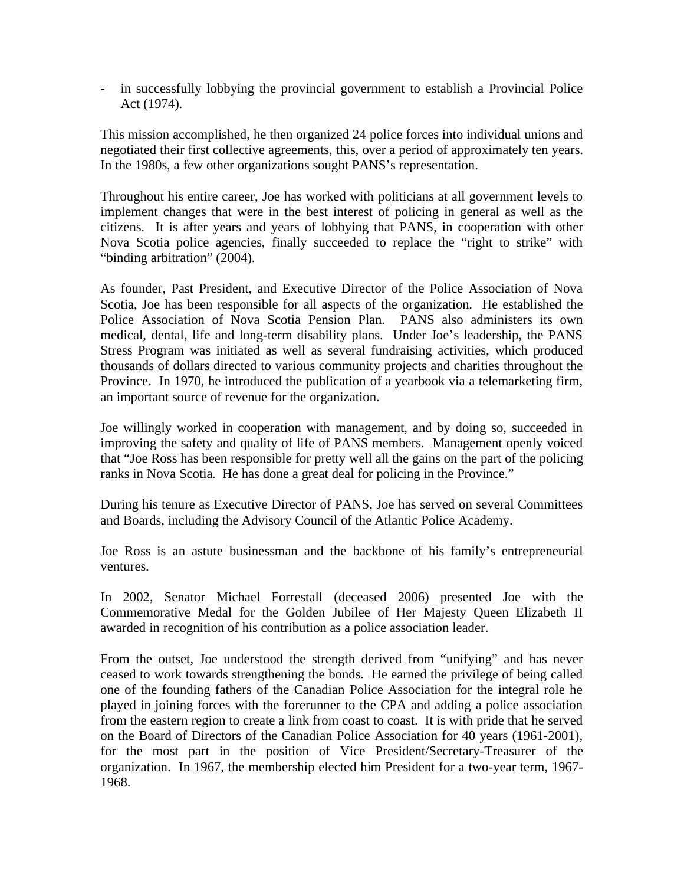- in successfully lobbying the provincial government to establish a Provincial Police Act (1974).

This mission accomplished, he then organized 24 police forces into individual unions and negotiated their first collective agreements, this, over a period of approximately ten years. In the 1980s, a few other organizations sought PANS's representation.

Throughout his entire career, Joe has worked with politicians at all government levels to implement changes that were in the best interest of policing in general as well as the citizens. It is after years and years of lobbying that PANS, in cooperation with other Nova Scotia police agencies, finally succeeded to replace the "right to strike" with "binding arbitration" (2004).

As founder, Past President, and Executive Director of the Police Association of Nova Scotia, Joe has been responsible for all aspects of the organization. He established the Police Association of Nova Scotia Pension Plan. PANS also administers its own medical, dental, life and long-term disability plans. Under Joe's leadership, the PANS Stress Program was initiated as well as several fundraising activities, which produced thousands of dollars directed to various community projects and charities throughout the Province. In 1970, he introduced the publication of a yearbook via a telemarketing firm, an important source of revenue for the organization.

Joe willingly worked in cooperation with management, and by doing so, succeeded in improving the safety and quality of life of PANS members. Management openly voiced that "Joe Ross has been responsible for pretty well all the gains on the part of the policing ranks in Nova Scotia. He has done a great deal for policing in the Province."

During his tenure as Executive Director of PANS, Joe has served on several Committees and Boards, including the Advisory Council of the Atlantic Police Academy.

Joe Ross is an astute businessman and the backbone of his family's entrepreneurial ventures.

In 2002, Senator Michael Forrestall (deceased 2006) presented Joe with the Commemorative Medal for the Golden Jubilee of Her Majesty Queen Elizabeth II awarded in recognition of his contribution as a police association leader.

From the outset, Joe understood the strength derived from "unifying" and has never ceased to work towards strengthening the bonds. He earned the privilege of being called one of the founding fathers of the Canadian Police Association for the integral role he played in joining forces with the forerunner to the CPA and adding a police association from the eastern region to create a link from coast to coast. It is with pride that he served on the Board of Directors of the Canadian Police Association for 40 years (1961-2001), for the most part in the position of Vice President/Secretary-Treasurer of the organization. In 1967, the membership elected him President for a two-year term, 1967-1968.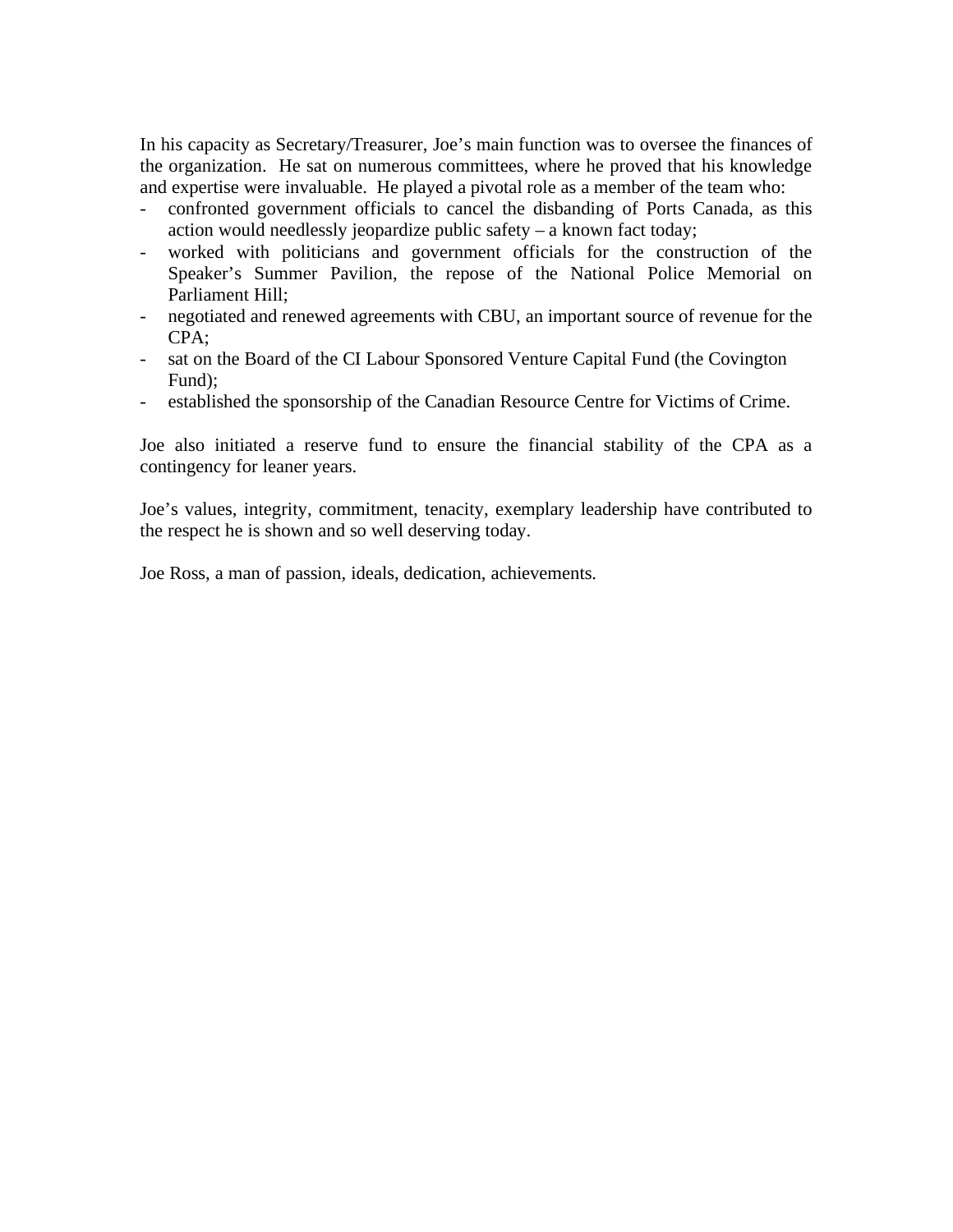In his capacity as Secretary/Treasurer, Joe's main function was to oversee the finances of the organization. He sat on numerous committees, where he proved that his knowledge and expertise were invaluable. He played a pivotal role as a member of the team who:

- confronted government officials to cancel the disbanding of Ports Canada, as this action would needlessly jeopardize public safety – a known fact today;
- worked with politicians and government officials for the construction of the Speaker's Summer Pavilion, the repose of the National Police Memorial on Parliament Hill;
- negotiated and renewed agreements with CBU, an important source of revenue for the CPA;
- sat on the Board of the CI Labour Sponsored Venture Capital Fund (the Covington Fund);
- established the sponsorship of the Canadian Resource Centre for Victims of Crime.

Joe also initiated a reserve fund to ensure the financial stability of the CPA as a contingency for leaner years.

Joe's values, integrity, commitment, tenacity, exemplary leadership have contributed to the respect he is shown and so well deserving today.

Joe Ross, a man of passion, ideals, dedication, achievements.